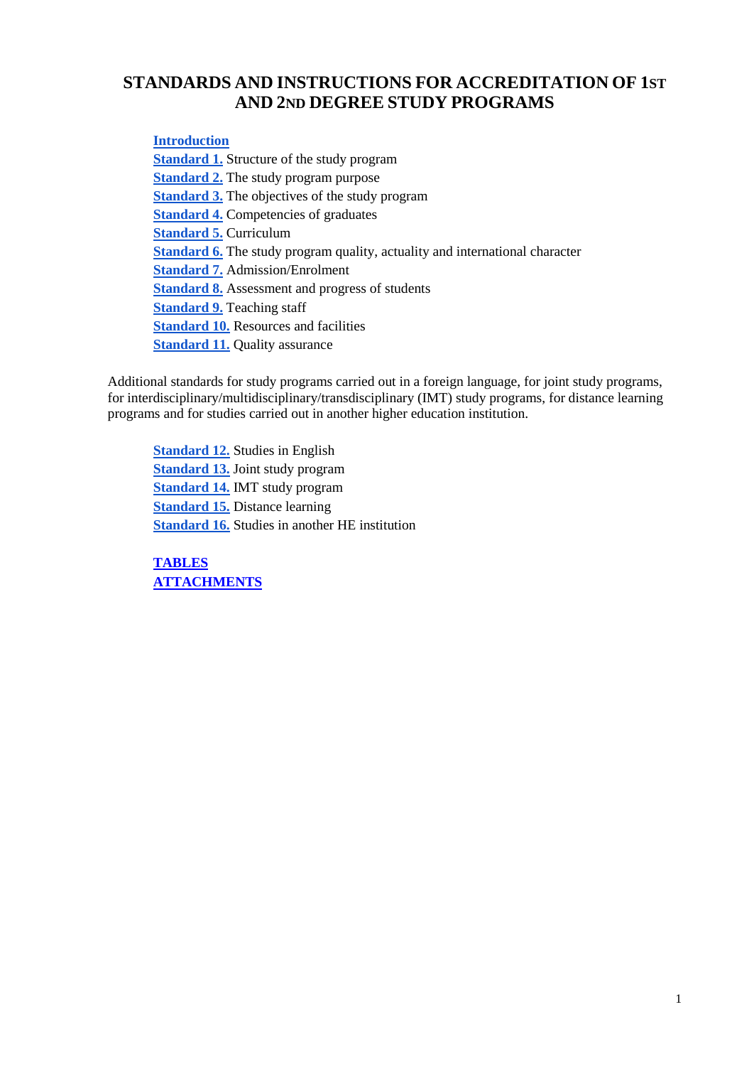# STANDARDS AND INSTRUCTIONS FOR ACCREDITATION OF 1ST AND 2ND DEGREE STUDY PROGRAMS

**Introduction**
**Standard 1.** Structure of the study program
**Standard 2.** The study program purpose
**Standard 3.** The objectives of the study program
**Standard 4.** Competencies of graduates
**Standard 5.** Curriculum
**Standard 6.** The study program quality, actuality and international character
**Standard 7.** Admission/Enrolment
**Standard 8.** Assessment and progress of students
**Standard 9.** Teaching staff
**Standard 10.** Resources and facilities
**Standard 11.** Quality assurance

Additional standards for study programs carried out in a foreign language, for joint study programs, for interdisciplinary/multidisciplinary/transdisciplinary (IMT) study programs, for distance learning programs and for studies carried out in another higher education institution.

**Standard 12.** Studies in English
**Standard 13.** Joint study program
**Standard 14.** IMT study program
**Standard 15.** Distance learning
**Standard 16.** Studies in another HE institution

**TABLES**
**ATTACHMENTS**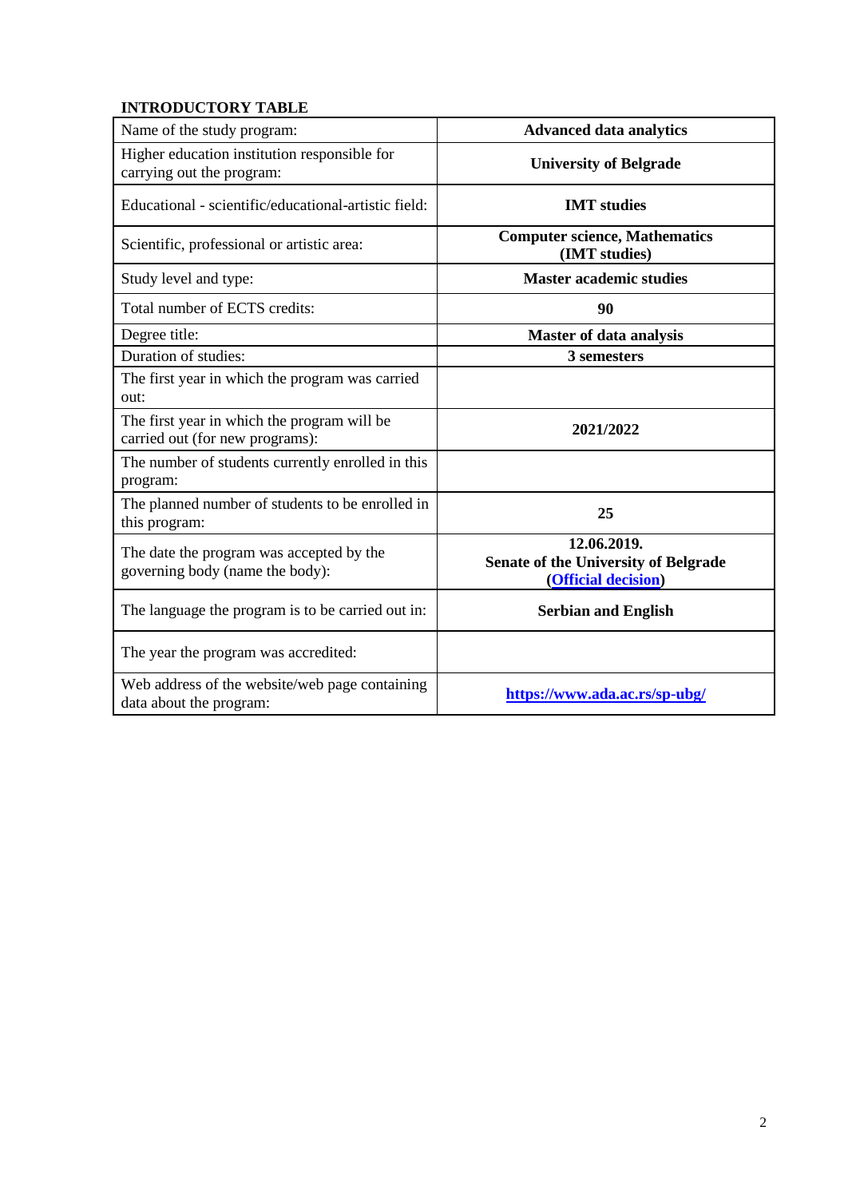**INTRODUCTORY TABLE**

| Name of the study program: | **Advanced data analytics** |
|---|---|
| Higher education institution responsible for carrying out the program: | **University of Belgrade** |
| Educational - scientific/educational-artistic field: | **IMT studies** |
| Scientific, professional or artistic area: | **Computer science, Mathematics (IMT studies)** |
| Study level and type: | **Master academic studies** |
| Total number of ECTS credits: | **90** |
| Degree title: | **Master of data analysis** |
| Duration of studies: | **3 semesters** |
| The first year in which the program was carried out: | |
| The first year in which the program will be carried out (for new programs): | **2021/2022** |
| The number of students currently enrolled in this program: | |
| The planned number of students to be enrolled in this program: | **25** |
| The date the program was accepted by the governing body (name the body): | **12.06.2019. Senate of the University of Belgrade (Official decision)** |
| The language the program is to be carried out in: | **Serbian and English** |
| The year the program was accredited: | |
| Web address of the website/web page containing data about the program: | **https://www.ada.ac.rs/sp-ubg/** |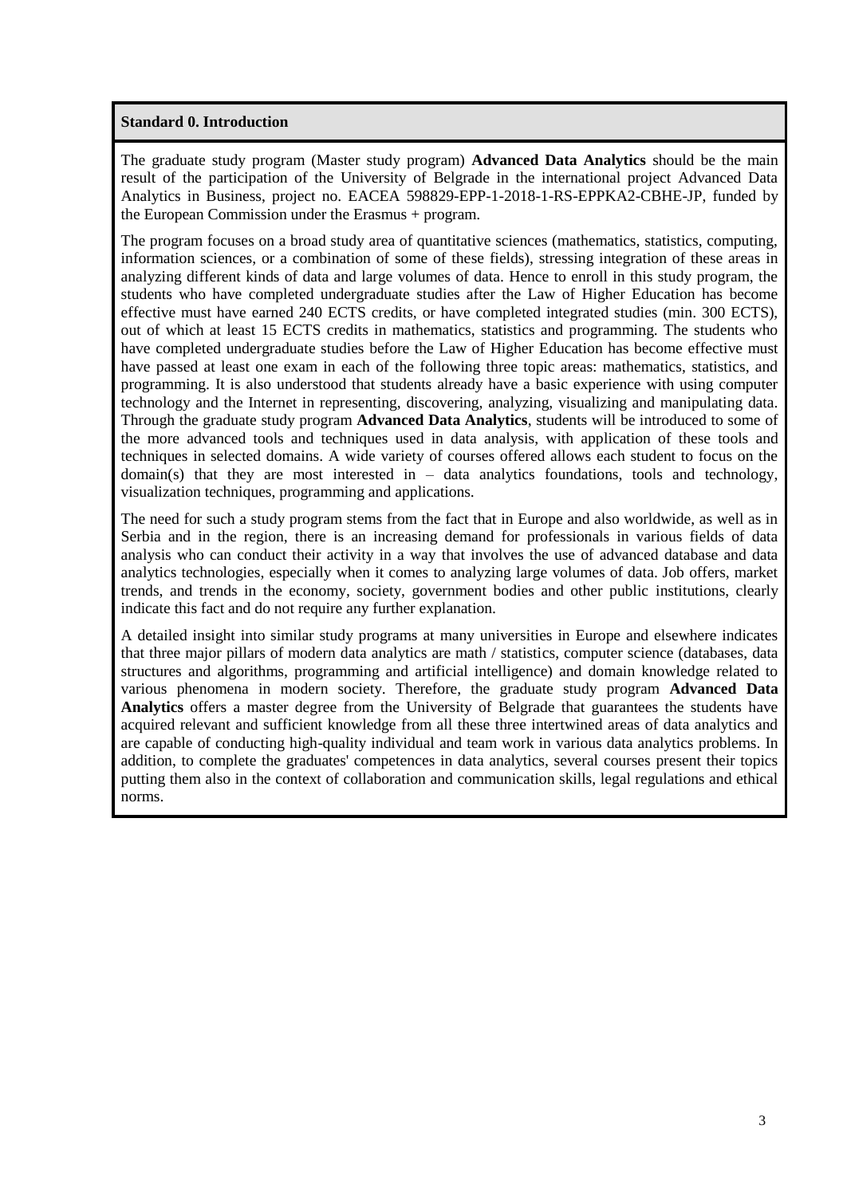**Standard 0. Introduction**

The graduate study program (Master study program) **Advanced Data Analytics** should be the main result of the participation of the University of Belgrade in the international project Advanced Data Analytics in Business, project no. EACEA 598829-EPP-1-2018-1-RS-EPPKA2-CBHE-JP, funded by the European Commission under the Erasmus + program.

The program focuses on a broad study area of quantitative sciences (mathematics, statistics, computing, information sciences, or a combination of some of these fields), stressing integration of these areas in analyzing different kinds of data and large volumes of data. Hence to enroll in this study program, the students who have completed undergraduate studies after the Law of Higher Education has become effective must have earned 240 ECTS credits, or have completed integrated studies (min. 300 ECTS), out of which at least 15 ECTS credits in mathematics, statistics and programming. The students who have completed undergraduate studies before the Law of Higher Education has become effective must have passed at least one exam in each of the following three topic areas: mathematics, statistics, and programming. It is also understood that students already have a basic experience with using computer technology and the Internet in representing, discovering, analyzing, visualizing and manipulating data. Through the graduate study program **Advanced Data Analytics**, students will be introduced to some of the more advanced tools and techniques used in data analysis, with application of these tools and techniques in selected domains. A wide variety of courses offered allows each student to focus on the domain(s) that they are most interested in – data analytics foundations, tools and technology, visualization techniques, programming and applications.

The need for such a study program stems from the fact that in Europe and also worldwide, as well as in Serbia and in the region, there is an increasing demand for professionals in various fields of data analysis who can conduct their activity in a way that involves the use of advanced database and data analytics technologies, especially when it comes to analyzing large volumes of data. Job offers, market trends, and trends in the economy, society, government bodies and other public institutions, clearly indicate this fact and do not require any further explanation.

A detailed insight into similar study programs at many universities in Europe and elsewhere indicates that three major pillars of modern data analytics are math / statistics, computer science (databases, data structures and algorithms, programming and artificial intelligence) and domain knowledge related to various phenomena in modern society. Therefore, the graduate study program **Advanced Data Analytics** offers a master degree from the University of Belgrade that guarantees the students have acquired relevant and sufficient knowledge from all these three intertwined areas of data analytics and are capable of conducting high-quality individual and team work in various data analytics problems. In addition, to complete the graduates' competences in data analytics, several courses present their topics putting them also in the context of collaboration and communication skills, legal regulations and ethical norms.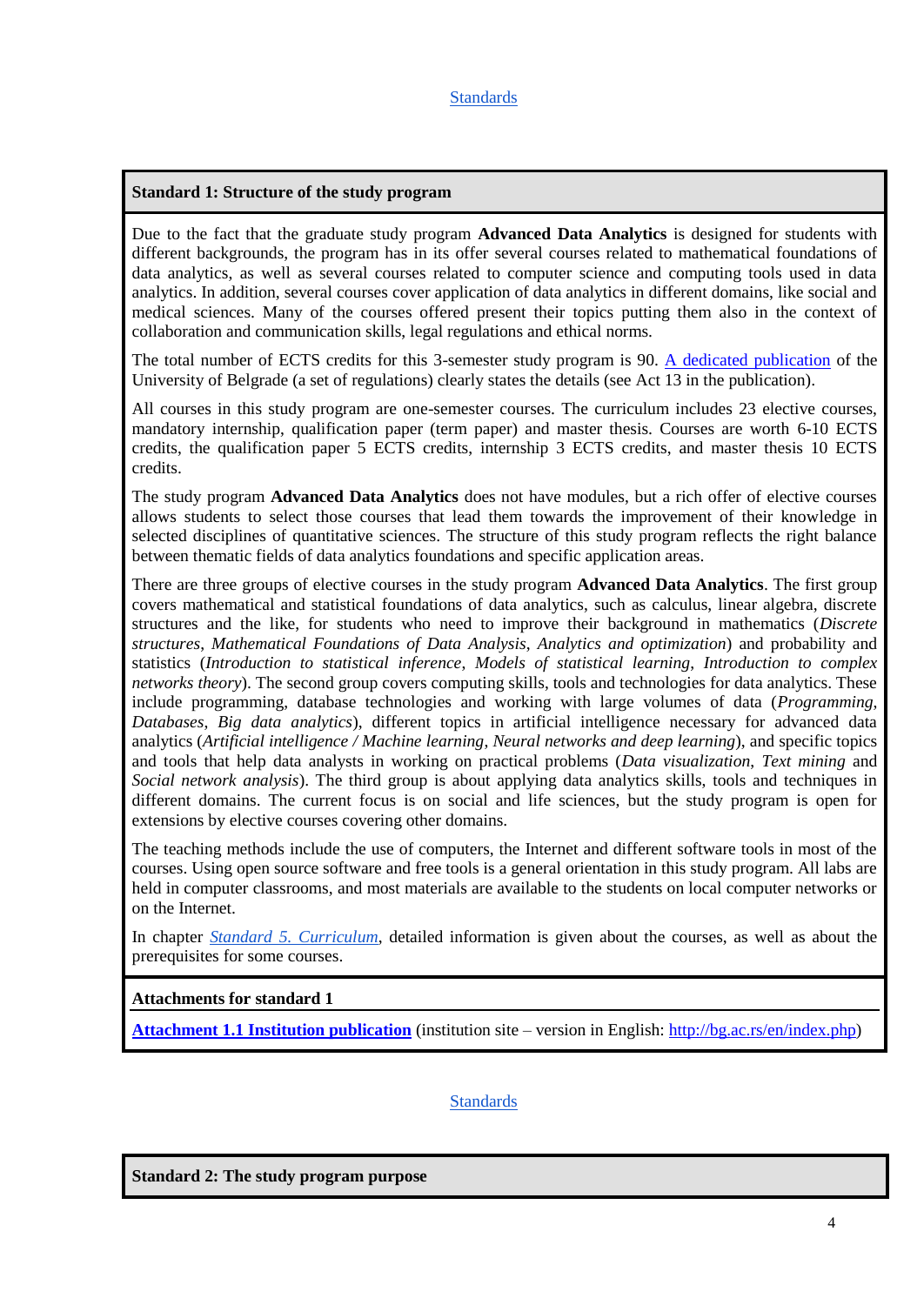[Standards](#)

## Standard 1: Structure of the study program

Due to the fact that the graduate study program **Advanced Data Analytics** is designed for students with different backgrounds, the program has in its offer several courses related to mathematical foundations of data analytics, as well as several courses related to computer science and computing tools used in data analytics. In addition, several courses cover application of data analytics in different domains, like social and medical sciences. Many of the courses offered present their topics putting them also in the context of collaboration and communication skills, legal regulations and ethical norms.

The total number of ECTS credits for this 3-semester study program is 90. [A dedicated publication](#) of the University of Belgrade (a set of regulations) clearly states the details (see Act 13 in the publication).

All courses in this study program are one-semester courses. The curriculum includes 23 elective courses, mandatory internship, qualification paper (term paper) and master thesis. Courses are worth 6-10 ECTS credits, the qualification paper 5 ECTS credits, internship 3 ECTS credits, and master thesis 10 ECTS credits.

The study program **Advanced Data Analytics** does not have modules, but a rich offer of elective courses allows students to select those courses that lead them towards the improvement of their knowledge in selected disciplines of quantitative sciences. The structure of this study program reflects the right balance between thematic fields of data analytics foundations and specific application areas.

There are three groups of elective courses in the study program **Advanced Data Analytics**. The first group covers mathematical and statistical foundations of data analytics, such as calculus, linear algebra, discrete structures and the like, for students who need to improve their background in mathematics (*Discrete structures*, *Mathematical Foundations of Data Analysis*, *Analytics and optimization*) and probability and statistics (*Introduction to statistical inference*, *Models of statistical learning*, *Introduction to complex networks theory*). The second group covers computing skills, tools and technologies for data analytics. These include programming, database technologies and working with large volumes of data (*Programming*, *Databases*, *Big data analytics*), different topics in artificial intelligence necessary for advanced data analytics (*Artificial intelligence / Machine learning*, *Neural networks and deep learning*), and specific topics and tools that help data analysts in working on practical problems (*Data visualization*, *Text mining* and *Social network analysis*). The third group is about applying data analytics skills, tools and techniques in different domains. The current focus is on social and life sciences, but the study program is open for extensions by elective courses covering other domains.

The teaching methods include the use of computers, the Internet and different software tools in most of the courses. Using open source software and free tools is a general orientation in this study program. All labs are held in computer classrooms, and most materials are available to the students on local computer networks or on the Internet.

In chapter [*Standard 5. Curriculum*](#), detailed information is given about the courses, as well as about the prerequisites for some courses.

**Attachments for standard 1**

[**Attachment 1.1 Institution publication**](#) (institution site – version in English: [http://bg.ac.rs/en/index.php](http://bg.ac.rs/en/index.php))

[Standards](#)

## Standard 2: The study program purpose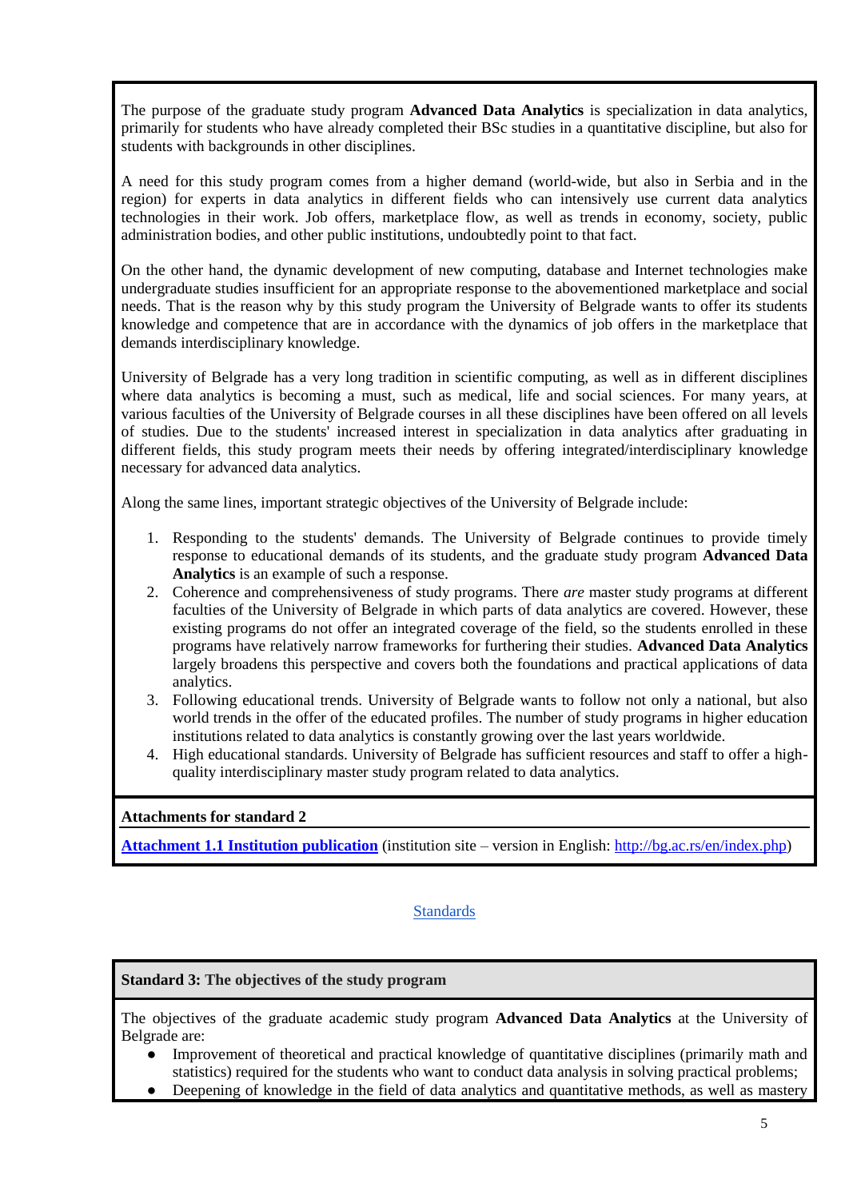The purpose of the graduate study program **Advanced Data Analytics** is specialization in data analytics, primarily for students who have already completed their BSc studies in a quantitative discipline, but also for students with backgrounds in other disciplines.

A need for this study program comes from a higher demand (world-wide, but also in Serbia and in the region) for experts in data analytics in different fields who can intensively use current data analytics technologies in their work. Job offers, marketplace flow, as well as trends in economy, society, public administration bodies, and other public institutions, undoubtedly point to that fact.

On the other hand, the dynamic development of new computing, database and Internet technologies make undergraduate studies insufficient for an appropriate response to the abovementioned marketplace and social needs. That is the reason why by this study program the University of Belgrade wants to offer its students knowledge and competence that are in accordance with the dynamics of job offers in the marketplace that demands interdisciplinary knowledge.

University of Belgrade has a very long tradition in scientific computing, as well as in different disciplines where data analytics is becoming a must, such as medical, life and social sciences. For many years, at various faculties of the University of Belgrade courses in all these disciplines have been offered on all levels of studies. Due to the students' increased interest in specialization in data analytics after graduating in different fields, this study program meets their needs by offering integrated/interdisciplinary knowledge necessary for advanced data analytics.

Along the same lines, important strategic objectives of the University of Belgrade include:

1. Responding to the students' demands. The University of Belgrade continues to provide timely response to educational demands of its students, and the graduate study program **Advanced Data Analytics** is an example of such a response.
2. Coherence and comprehensiveness of study programs. There *are* master study programs at different faculties of the University of Belgrade in which parts of data analytics are covered. However, these existing programs do not offer an integrated coverage of the field, so the students enrolled in these programs have relatively narrow frameworks for furthering their studies. **Advanced Data Analytics** largely broadens this perspective and covers both the foundations and practical applications of data analytics.
3. Following educational trends. University of Belgrade wants to follow not only a national, but also world trends in the offer of the educated profiles. The number of study programs in higher education institutions related to data analytics is constantly growing over the last years worldwide.
4. High educational standards. University of Belgrade has sufficient resources and staff to offer a high-quality interdisciplinary master study program related to data analytics.

**Attachments for standard 2**

**Attachment 1.1 Institution publication** (institution site – version in English: http://bg.ac.rs/en/index.php)

Standards

## Standard 3: The objectives of the study program

The objectives of the graduate academic study program **Advanced Data Analytics** at the University of Belgrade are:

- Improvement of theoretical and practical knowledge of quantitative disciplines (primarily math and statistics) required for the students who want to conduct data analysis in solving practical problems;
- Deepening of knowledge in the field of data analytics and quantitative methods, as well as mastery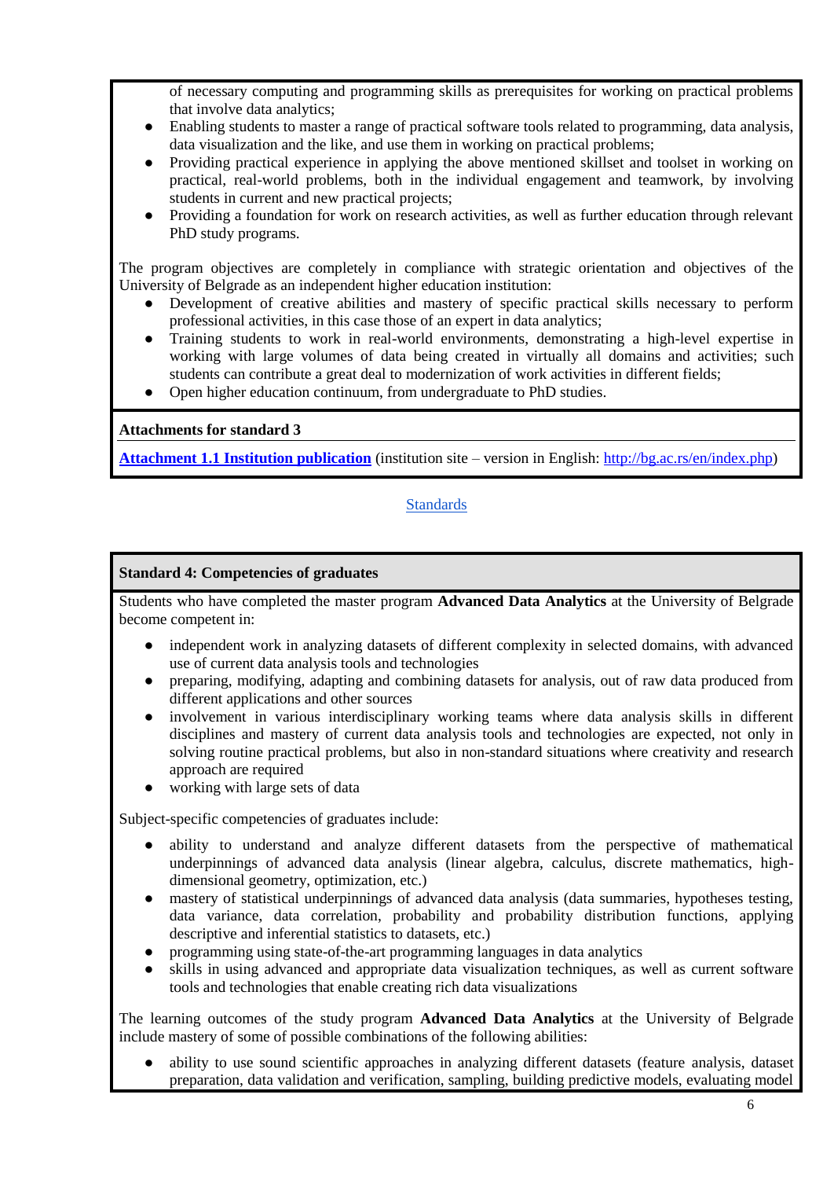of necessary computing and programming skills as prerequisites for working on practical problems that involve data analytics;

- Enabling students to master a range of practical software tools related to programming, data analysis, data visualization and the like, and use them in working on practical problems;
- Providing practical experience in applying the above mentioned skillset and toolset in working on practical, real-world problems, both in the individual engagement and teamwork, by involving students in current and new practical projects;
- Providing a foundation for work on research activities, as well as further education through relevant PhD study programs.

The program objectives are completely in compliance with strategic orientation and objectives of the University of Belgrade as an independent higher education institution:

- Development of creative abilities and mastery of specific practical skills necessary to perform professional activities, in this case those of an expert in data analytics;
- Training students to work in real-world environments, demonstrating a high-level expertise in working with large volumes of data being created in virtually all domains and activities; such students can contribute a great deal to modernization of work activities in different fields;
- Open higher education continuum, from undergraduate to PhD studies.

**Attachments for standard 3**

**Attachment 1.1 Institution publication** (institution site – version in English: http://bg.ac.rs/en/index.php)

Standards

## Standard 4: Competencies of graduates

Students who have completed the master program **Advanced Data Analytics** at the University of Belgrade become competent in:

- independent work in analyzing datasets of different complexity in selected domains, with advanced use of current data analysis tools and technologies
- preparing, modifying, adapting and combining datasets for analysis, out of raw data produced from different applications and other sources
- involvement in various interdisciplinary working teams where data analysis skills in different disciplines and mastery of current data analysis tools and technologies are expected, not only in solving routine practical problems, but also in non-standard situations where creativity and research approach are required
- working with large sets of data

Subject-specific competencies of graduates include:

- ability to understand and analyze different datasets from the perspective of mathematical underpinnings of advanced data analysis (linear algebra, calculus, discrete mathematics, high-dimensional geometry, optimization, etc.)
- mastery of statistical underpinnings of advanced data analysis (data summaries, hypotheses testing, data variance, data correlation, probability and probability distribution functions, applying descriptive and inferential statistics to datasets, etc.)
- programming using state-of-the-art programming languages in data analytics
- skills in using advanced and appropriate data visualization techniques, as well as current software tools and technologies that enable creating rich data visualizations

The learning outcomes of the study program **Advanced Data Analytics** at the University of Belgrade include mastery of some of possible combinations of the following abilities:

- ability to use sound scientific approaches in analyzing different datasets (feature analysis, dataset preparation, data validation and verification, sampling, building predictive models, evaluating model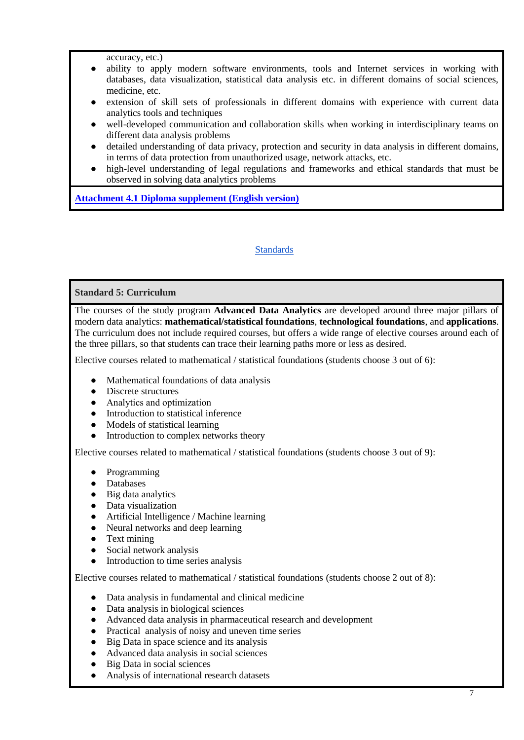accuracy, etc.)

- ability to apply modern software environments, tools and Internet services in working with databases, data visualization, statistical data analysis etc. in different domains of social sciences, medicine, etc.
- extension of skill sets of professionals in different domains with experience with current data analytics tools and techniques
- well-developed communication and collaboration skills when working in interdisciplinary teams on different data analysis problems
- detailed understanding of data privacy, protection and security in data analysis in different domains, in terms of data protection from unauthorized usage, network attacks, etc.
- high-level understanding of legal regulations and frameworks and ethical standards that must be observed in solving data analytics problems

**Attachment 4.1 Diploma supplement (English version)**

Standards

## Standard 5: Curriculum

The courses of the study program **Advanced Data Analytics** are developed around three major pillars of modern data analytics: **mathematical/statistical foundations**, **technological foundations**, and **applications**. The curriculum does not include required courses, but offers a wide range of elective courses around each of the three pillars, so that students can trace their learning paths more or less as desired.

Elective courses related to mathematical / statistical foundations (students choose 3 out of 6):

- Mathematical foundations of data analysis
- Discrete structures
- Analytics and optimization
- Introduction to statistical inference
- Models of statistical learning
- Introduction to complex networks theory

Elective courses related to mathematical / statistical foundations (students choose 3 out of 9):

- Programming
- Databases
- Big data analytics
- Data visualization
- Artificial Intelligence / Machine learning
- Neural networks and deep learning
- Text mining
- Social network analysis
- Introduction to time series analysis

Elective courses related to mathematical / statistical foundations (students choose 2 out of 8):

- Data analysis in fundamental and clinical medicine
- Data analysis in biological sciences
- Advanced data analysis in pharmaceutical research and development
- Practical analysis of noisy and uneven time series
- Big Data in space science and its analysis
- Advanced data analysis in social sciences
- Big Data in social sciences
- Analysis of international research datasets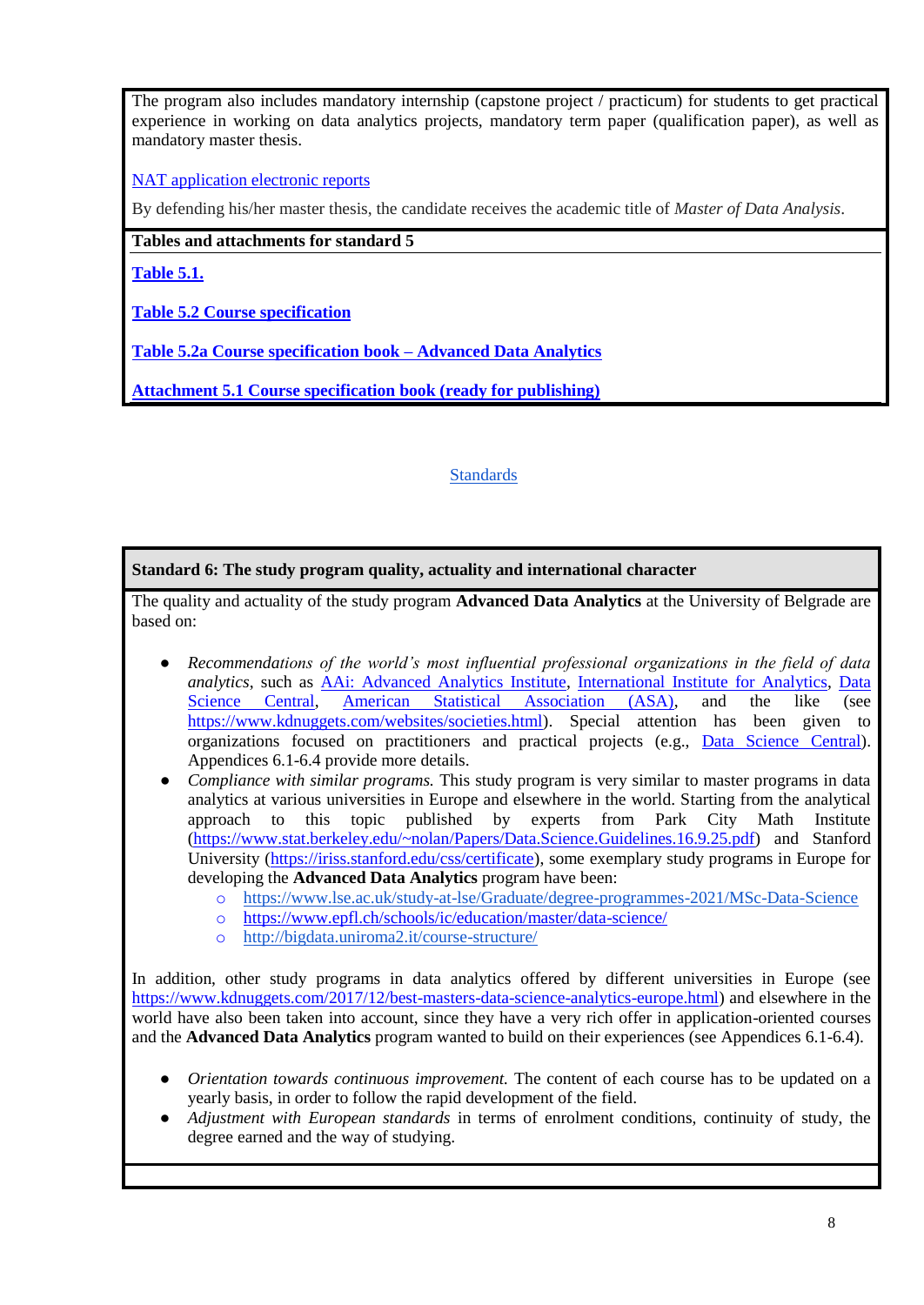The program also includes mandatory internship (capstone project / practicum) for students to get practical experience in working on data analytics projects, mandatory term paper (qualification paper), as well as mandatory master thesis.

NAT application electronic reports

By defending his/her master thesis, the candidate receives the academic title of *Master of Data Analysis*.

**Tables and attachments for standard 5**

**Table 5.1.**

**Table 5.2 Course specification**

**Table 5.2a Course specification book – Advanced Data Analytics**

**Attachment 5.1 Course specification book (ready for publishing)**

Standards

**Standard 6: The study program quality, actuality and international character**

The quality and actuality of the study program **Advanced Data Analytics** at the University of Belgrade are based on:

- *Recommendations of the world's most influential professional organizations in the field of data analytics*, such as AAi: Advanced Analytics Institute, International Institute for Analytics, Data Science Central, American Statistical Association (ASA), and the like (see https://www.kdnuggets.com/websites/societies.html). Special attention has been given to organizations focused on practitioners and practical projects (e.g., Data Science Central). Appendices 6.1-6.4 provide more details.
- *Compliance with similar programs.* This study program is very similar to master programs in data analytics at various universities in Europe and elsewhere in the world. Starting from the analytical approach to this topic published by experts from Park City Math Institute (https://www.stat.berkeley.edu/~nolan/Papers/Data.Science.Guidelines.16.9.25.pdf) and Stanford University (https://iriss.stanford.edu/css/certificate), some exemplary study programs in Europe for developing the **Advanced Data Analytics** program have been:
    - https://www.lse.ac.uk/study-at-lse/Graduate/degree-programmes-2021/MSc-Data-Science
    - https://www.epfl.ch/schools/ic/education/master/data-science/
    - http://bigdata.uniroma2.it/course-structure/

In addition, other study programs in data analytics offered by different universities in Europe (see https://www.kdnuggets.com/2017/12/best-masters-data-science-analytics-europe.html) and elsewhere in the world have also been taken into account, since they have a very rich offer in application-oriented courses and the **Advanced Data Analytics** program wanted to build on their experiences (see Appendices 6.1-6.4).

- *Orientation towards continuous improvement.* The content of each course has to be updated on a yearly basis, in order to follow the rapid development of the field.
- *Adjustment with European standards* in terms of enrolment conditions, continuity of study, the degree earned and the way of studying.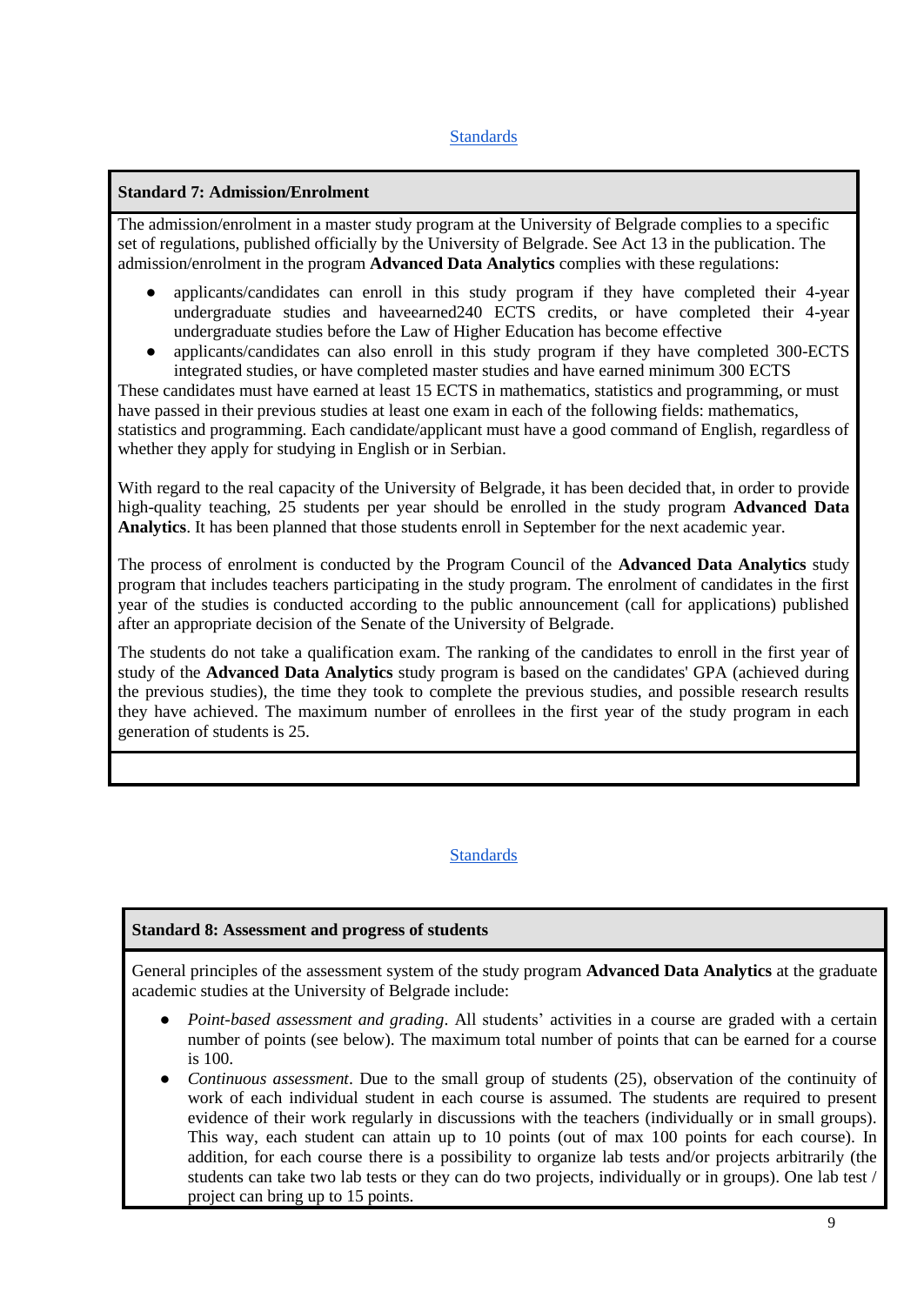[Standards]

**Standard 7: Admission/Enrolment**

The admission/enrolment in a master study program at the University of Belgrade complies to a specific set of regulations, published officially by the University of Belgrade. See Act 13 in the publication. The admission/enrolment in the program **Advanced Data Analytics** complies with these regulations:

- applicants/candidates can enroll in this study program if they have completed their 4-year undergraduate studies and haveearned240 ECTS credits, or have completed their 4-year undergraduate studies before the Law of Higher Education has become effective
- applicants/candidates can also enroll in this study program if they have completed 300-ECTS integrated studies, or have completed master studies and have earned minimum 300 ECTS

These candidates must have earned at least 15 ECTS in mathematics, statistics and programming, or must have passed in their previous studies at least one exam in each of the following fields: mathematics, statistics and programming. Each candidate/applicant must have a good command of English, regardless of whether they apply for studying in English or in Serbian.

With regard to the real capacity of the University of Belgrade, it has been decided that, in order to provide high-quality teaching, 25 students per year should be enrolled in the study program **Advanced Data Analytics**. It has been planned that those students enroll in September for the next academic year.

The process of enrolment is conducted by the Program Council of the **Advanced Data Analytics** study program that includes teachers participating in the study program. The enrolment of candidates in the first year of the studies is conducted according to the public announcement (call for applications) published after an appropriate decision of the Senate of the University of Belgrade.

The students do not take a qualification exam. The ranking of the candidates to enroll in the first year of study of the **Advanced Data Analytics** study program is based on the candidates' GPA (achieved during the previous studies), the time they took to complete the previous studies, and possible research results they have achieved. The maximum number of enrollees in the first year of the study program in each generation of students is 25.

[Standards]

**Standard 8: Assessment and progress of students**

General principles of the assessment system of the study program **Advanced Data Analytics** at the graduate academic studies at the University of Belgrade include:

- *Point-based assessment and grading*. All students' activities in a course are graded with a certain number of points (see below). The maximum total number of points that can be earned for a course is 100.
- *Continuous assessment*. Due to the small group of students (25), observation of the continuity of work of each individual student in each course is assumed. The students are required to present evidence of their work regularly in discussions with the teachers (individually or in small groups). This way, each student can attain up to 10 points (out of max 100 points for each course). In addition, for each course there is a possibility to organize lab tests and/or projects arbitrarily (the students can take two lab tests or they can do two projects, individually or in groups). One lab test / project can bring up to 15 points.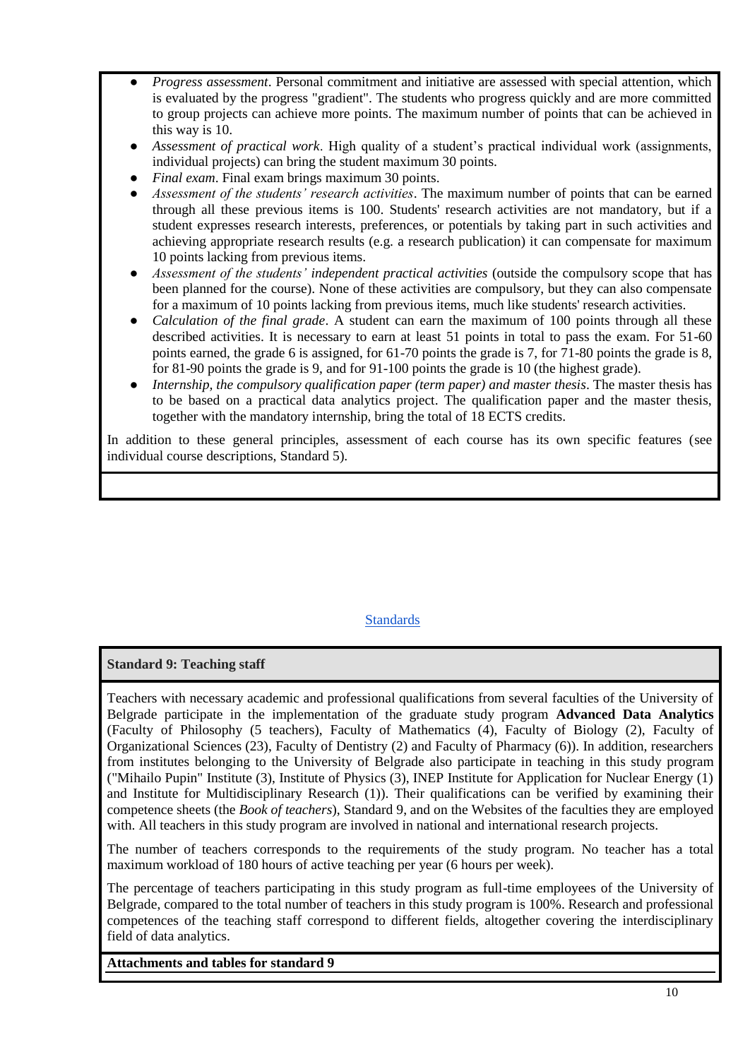- *Progress assessment*. Personal commitment and initiative are assessed with special attention, which is evaluated by the progress "gradient". The students who progress quickly and are more committed to group projects can achieve more points. The maximum number of points that can be achieved in this way is 10.
- *Assessment of practical work*. High quality of a student's practical individual work (assignments, individual projects) can bring the student maximum 30 points.
- *Final exam*. Final exam brings maximum 30 points.
- *Assessment of the students' research activities*. The maximum number of points that can be earned through all these previous items is 100. Students' research activities are not mandatory, but if a student expresses research interests, preferences, or potentials by taking part in such activities and achieving appropriate research results (e.g. a research publication) it can compensate for maximum 10 points lacking from previous items.
- *Assessment of the students' independent practical activities* (outside the compulsory scope that has been planned for the course). None of these activities are compulsory, but they can also compensate for a maximum of 10 points lacking from previous items, much like students' research activities.
- *Calculation of the final grade*. A student can earn the maximum of 100 points through all these described activities. It is necessary to earn at least 51 points in total to pass the exam. For 51-60 points earned, the grade 6 is assigned, for 61-70 points the grade is 7, for 71-80 points the grade is 8, for 81-90 points the grade is 9, and for 91-100 points the grade is 10 (the highest grade).
- *Internship, the compulsory qualification paper (term paper) and master thesis*. The master thesis has to be based on a practical data analytics project. The qualification paper and the master thesis, together with the mandatory internship, bring the total of 18 ECTS credits.

In addition to these general principles, assessment of each course has its own specific features (see individual course descriptions, Standard 5).

Standards

## Standard 9: Teaching staff

Teachers with necessary academic and professional qualifications from several faculties of the University of Belgrade participate in the implementation of the graduate study program **Advanced Data Analytics** (Faculty of Philosophy (5 teachers), Faculty of Mathematics (4), Faculty of Biology (2), Faculty of Organizational Sciences (23), Faculty of Dentistry (2) and Faculty of Pharmacy (6)). In addition, researchers from institutes belonging to the University of Belgrade also participate in teaching in this study program ("Mihailo Pupin" Institute (3), Institute of Physics (3), INEP Institute for Application for Nuclear Energy (1) and Institute for Multidisciplinary Research (1)). Their qualifications can be verified by examining their competence sheets (the *Book of teachers*), Standard 9, and on the Websites of the faculties they are employed with. All teachers in this study program are involved in national and international research projects.

The number of teachers corresponds to the requirements of the study program. No teacher has a total maximum workload of 180 hours of active teaching per year (6 hours per week).

The percentage of teachers participating in this study program as full-time employees of the University of Belgrade, compared to the total number of teachers in this study program is 100%. Research and professional competences of the teaching staff correspond to different fields, altogether covering the interdisciplinary field of data analytics.

**Attachments and tables for standard 9**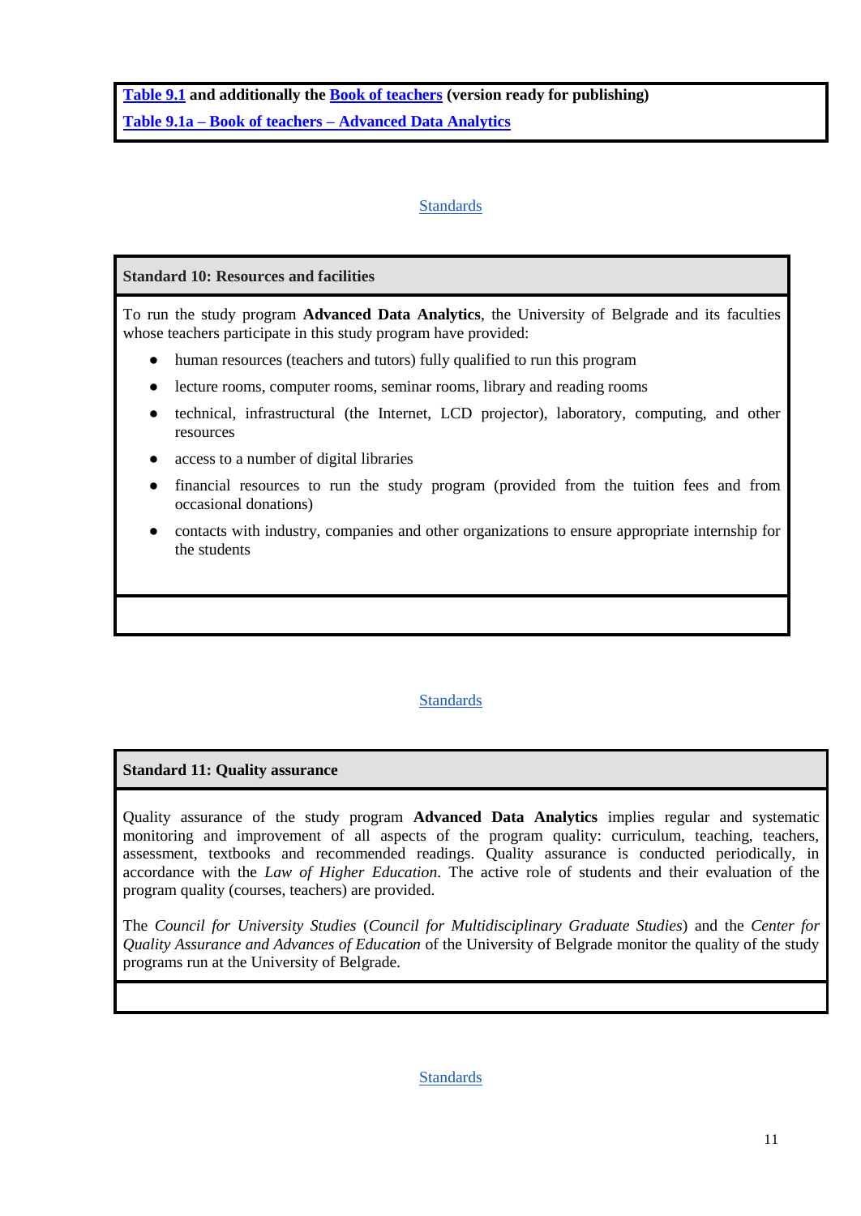**Table 9.1 and additionally the Book of teachers (version ready for publishing)**

**Table 9.1a – Book of teachers – Advanced Data Analytics**

Standards

### Standard 10: Resources and facilities

To run the study program **Advanced Data Analytics**, the University of Belgrade and its faculties whose teachers participate in this study program have provided:

- human resources (teachers and tutors) fully qualified to run this program
- lecture rooms, computer rooms, seminar rooms, library and reading rooms
- technical, infrastructural (the Internet, LCD projector), laboratory, computing, and other resources
- access to a number of digital libraries
- financial resources to run the study program (provided from the tuition fees and from occasional donations)
- contacts with industry, companies and other organizations to ensure appropriate internship for the students

Standards

### Standard 11: Quality assurance

Quality assurance of the study program **Advanced Data Analytics** implies regular and systematic monitoring and improvement of all aspects of the program quality: curriculum, teaching, teachers, assessment, textbooks and recommended readings. Quality assurance is conducted periodically, in accordance with the *Law of Higher Education*. The active role of students and their evaluation of the program quality (courses, teachers) are provided.

The *Council for University Studies* (*Council for Multidisciplinary Graduate Studies*) and the *Center for Quality Assurance and Advances of Education* of the University of Belgrade monitor the quality of the study programs run at the University of Belgrade.

Standards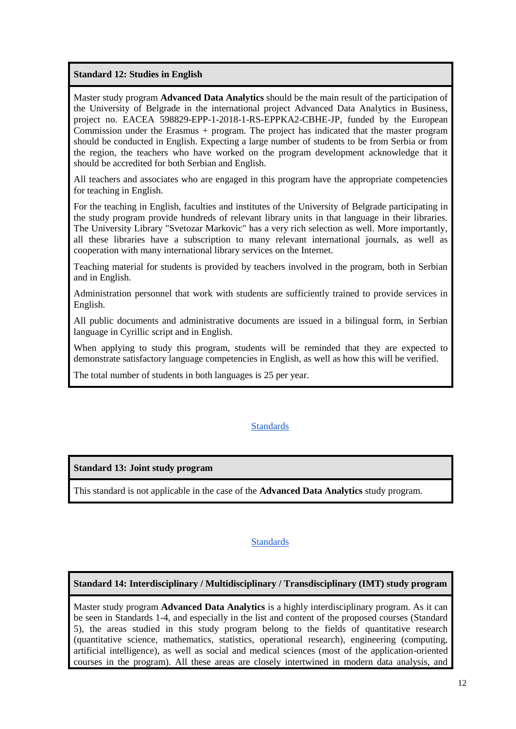**Standard 12: Studies in English**

Master study program **Advanced Data Analytics** should be the main result of the participation of the University of Belgrade in the international project Advanced Data Analytics in Business, project no. EACEA 598829-EPP-1-2018-1-RS-EPPKA2-CBHE-JP, funded by the European Commission under the Erasmus + program. The project has indicated that the master program should be conducted in English. Expecting a large number of students to be from Serbia or from the region, the teachers who have worked on the program development acknowledge that it should be accredited for both Serbian and English.

All teachers and associates who are engaged in this program have the appropriate competencies for teaching in English.

For the teaching in English, faculties and institutes of the University of Belgrade participating in the study program provide hundreds of relevant library units in that language in their libraries. The University Library "Svetozar Markovic" has a very rich selection as well. More importantly, all these libraries have a subscription to many relevant international journals, as well as cooperation with many international library services on the Internet.

Teaching material for students is provided by teachers involved in the program, both in Serbian and in English.

Administration personnel that work with students are sufficiently trained to provide services in English.

All public documents and administrative documents are issued in a bilingual form, in Serbian language in Cyrillic script and in English.

When applying to study this program, students will be reminded that they are expected to demonstrate satisfactory language competencies in English, as well as how this will be verified.

The total number of students in both languages is 25 per year.

Standards

**Standard 13: Joint study program**

This standard is not applicable in the case of the **Advanced Data Analytics** study program.

Standards

**Standard 14: Interdisciplinary / Multidisciplinary / Transdisciplinary (IMT) study program**

Master study program **Advanced Data Analytics** is a highly interdisciplinary program. As it can be seen in Standards 1-4, and especially in the list and content of the proposed courses (Standard 5), the areas studied in this study program belong to the fields of quantitative research (quantitative science, mathematics, statistics, operational research), engineering (computing, artificial intelligence), as well as social and medical sciences (most of the application-oriented courses in the program). All these areas are closely intertwined in modern data analysis, and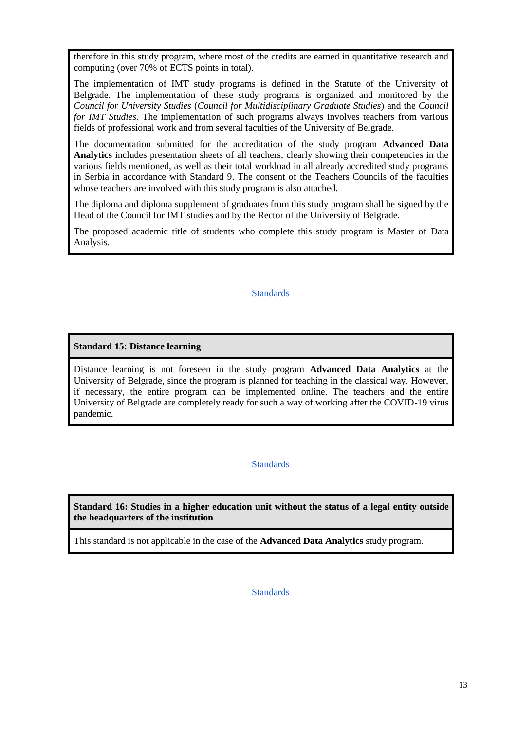therefore in this study program, where most of the credits are earned in quantitative research and computing (over 70% of ECTS points in total).

The implementation of IMT study programs is defined in the Statute of the University of Belgrade. The implementation of these study programs is organized and monitored by the *Council for University Studies* (*Council for Multidisciplinary Graduate Studies*) and the *Council for IMT Studies*. The implementation of such programs always involves teachers from various fields of professional work and from several faculties of the University of Belgrade.

The documentation submitted for the accreditation of the study program **Advanced Data Analytics** includes presentation sheets of all teachers, clearly showing their competencies in the various fields mentioned, as well as their total workload in all already accredited study programs in Serbia in accordance with Standard 9. The consent of the Teachers Councils of the faculties whose teachers are involved with this study program is also attached.

The diploma and diploma supplement of graduates from this study program shall be signed by the Head of the Council for IMT studies and by the Rector of the University of Belgrade.

The proposed academic title of students who complete this study program is Master of Data Analysis.

Standards

## Standard 15: Distance learning

Distance learning is not foreseen in the study program **Advanced Data Analytics** at the University of Belgrade, since the program is planned for teaching in the classical way. However, if necessary, the entire program can be implemented online. The teachers and the entire University of Belgrade are completely ready for such a way of working after the COVID-19 virus pandemic.

Standards

## Standard 16: Studies in a higher education unit without the status of a legal entity outside the headquarters of the institution

This standard is not applicable in the case of the **Advanced Data Analytics** study program.

Standards